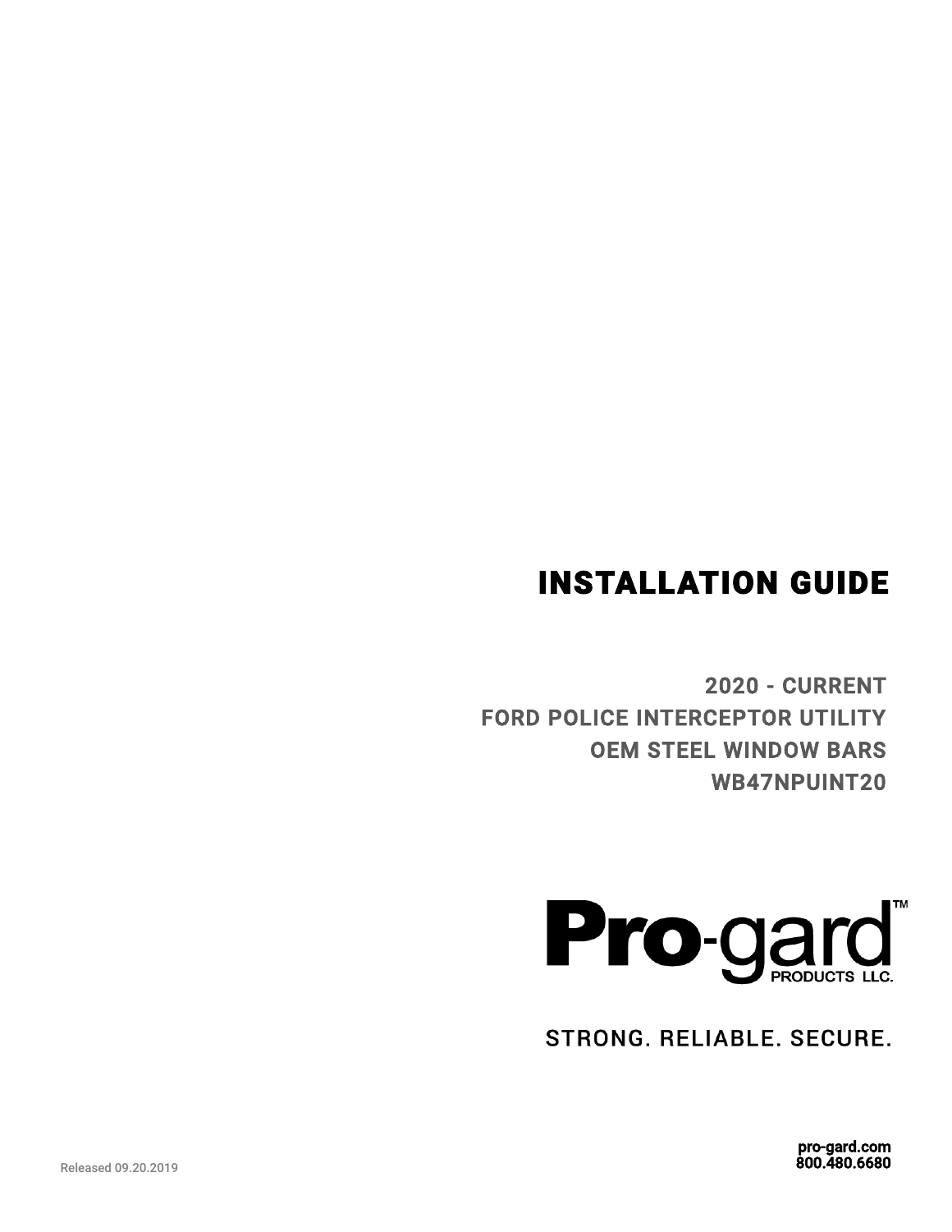# INSTALLATION GUIDE

## 2020 - CURRENT
## FORD POLICE INTERCEPTOR UTILITY
## OEM STEEL WINDOW BARS
## WB47NPUINT20

**Pro**-gard™ PRODUCTS LLC.

STRONG. RELIABLE. SECURE.

Released 09.20.2019

**pro-gard.com**
**800.480.6680**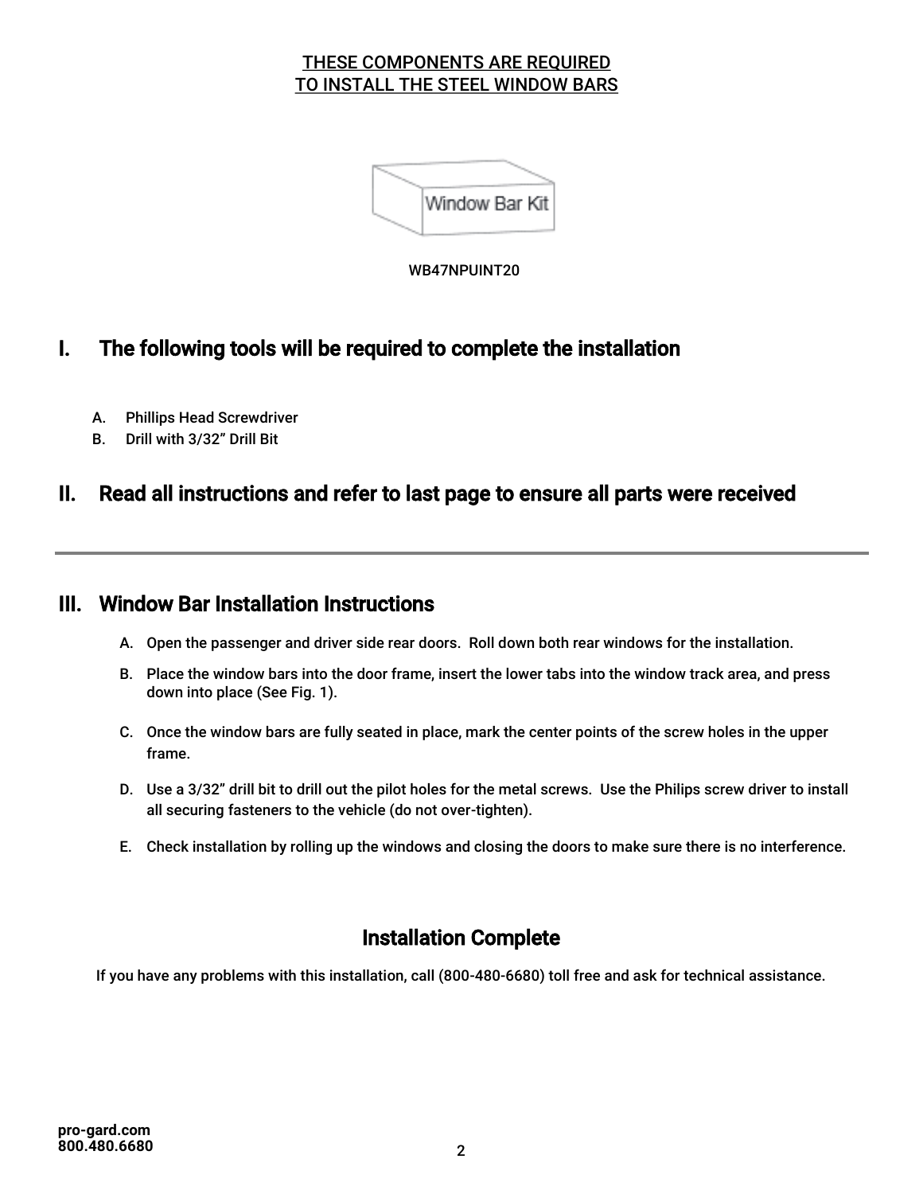THESE COMPONENTS ARE REQUIRED
TO INSTALL THE STEEL WINDOW BARS

Window Bar Kit

WB47NPUINT20

## I. The following tools will be required to complete the installation

A. Phillips Head Screwdriver
B. Drill with 3/32" Drill Bit

## II. Read all instructions and refer to last page to ensure all parts were received

---

## III. Window Bar Installation Instructions

A. Open the passenger and driver side rear doors. Roll down both rear windows for the installation.

B. Place the window bars into the door frame, insert the lower tabs into the window track area, and press down into place (See Fig. 1).

C. Once the window bars are fully seated in place, mark the center points of the screw holes in the upper frame.

D. Use a 3/32" drill bit to drill out the pilot holes for the metal screws. Use the Philips screw driver to install all securing fasteners to the vehicle (do not over-tighten).

E. Check installation by rolling up the windows and closing the doors to make sure there is no interference.

## Installation Complete

If you have any problems with this installation, call (800-480-6680) toll free and ask for technical assistance.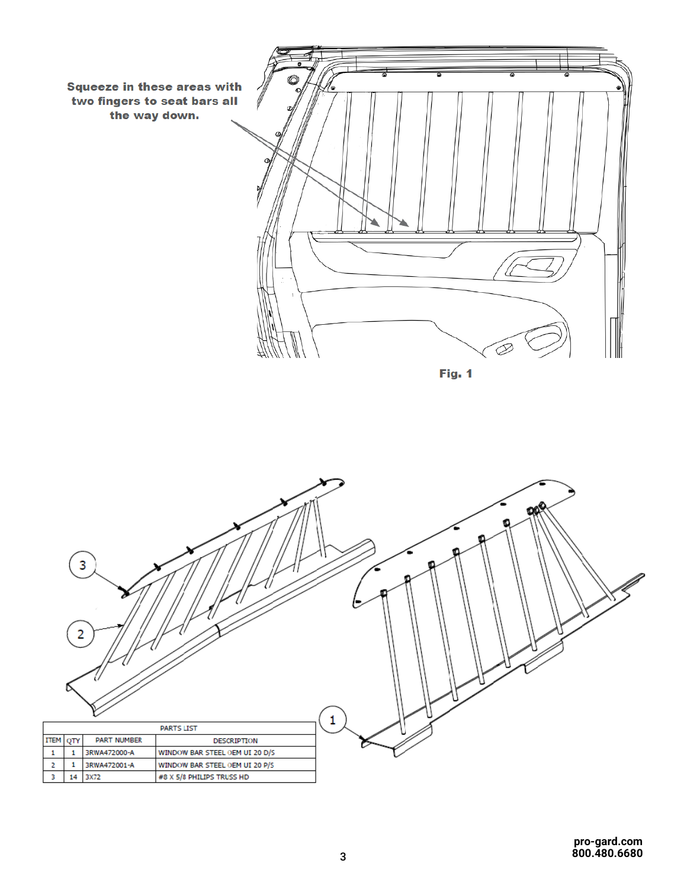Squeeze in these areas with two fingers to seat bars all the way down.

Fig. 1

3

2

1

| PARTS LIST | | | |
| --- | --- | --- | --- |
| ITEM | QTY | PART NUMBER | DESCRIPTION |
| 1 | 1 | 3RWA472000-A | WINDOW BAR STEEL OEM UI 20 D/S |
| 2 | 1 | 3RWA472001-A | WINDOW BAR STEEL OEM UI 20 P/S |
| 3 | 14 | 3X72 | #8 X 5/8 PHILIPS TRUSS HD |

**pro-gard.com**
**800.480.6680**